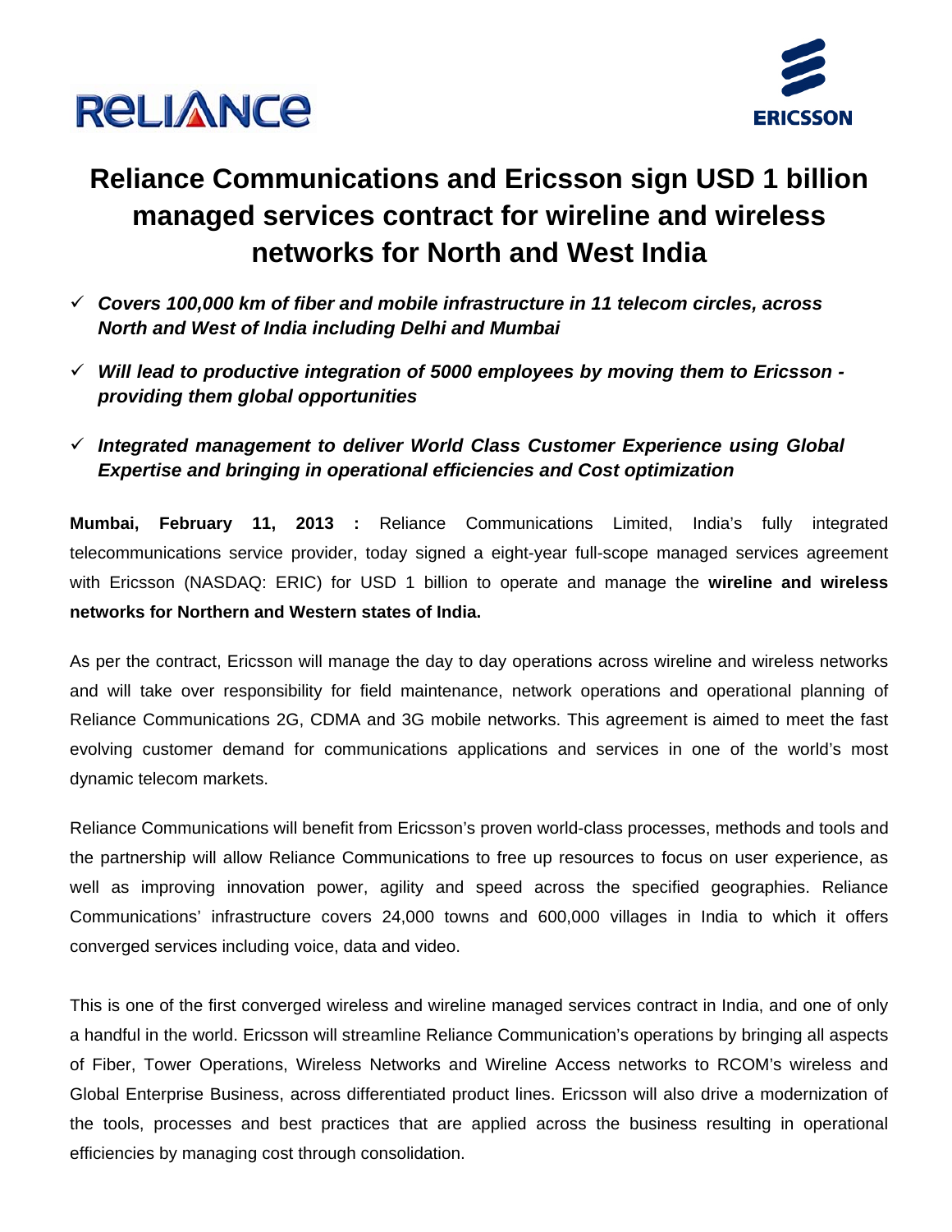# Reliance Communications and Ericsson sign USD 1 billion managed services contract for wireline and wireless networks for North and West India

- ✓ ***Covers 100,000 km of fiber and mobile infrastructure in 11 telecom circles, across North and West of India including Delhi and Mumbai***
- ✓ ***Will lead to productive integration of 5000 employees by moving them to Ericsson - providing them global opportunities***
- ✓ ***Integrated management to deliver World Class Customer Experience using Global Expertise and bringing in operational efficiencies and Cost optimization***

**Mumbai, February 11, 2013 :** Reliance Communications Limited, India's fully integrated telecommunications service provider, today signed a eight-year full-scope managed services agreement with Ericsson (NASDAQ: ERIC) for USD 1 billion to operate and manage the **wireline and wireless networks for Northern and Western states of India.**

As per the contract, Ericsson will manage the day to day operations across wireline and wireless networks and will take over responsibility for field maintenance, network operations and operational planning of Reliance Communications 2G, CDMA and 3G mobile networks. This agreement is aimed to meet the fast evolving customer demand for communications applications and services in one of the world's most dynamic telecom markets.

Reliance Communications will benefit from Ericsson's proven world-class processes, methods and tools and the partnership will allow Reliance Communications to free up resources to focus on user experience, as well as improving innovation power, agility and speed across the specified geographies. Reliance Communications' infrastructure covers 24,000 towns and 600,000 villages in India to which it offers converged services including voice, data and video.

This is one of the first converged wireless and wireline managed services contract in India, and one of only a handful in the world. Ericsson will streamline Reliance Communication's operations by bringing all aspects of Fiber, Tower Operations, Wireless Networks and Wireline Access networks to RCOM's wireless and Global Enterprise Business, across differentiated product lines. Ericsson will also drive a modernization of the tools, processes and best practices that are applied across the business resulting in operational efficiencies by managing cost through consolidation.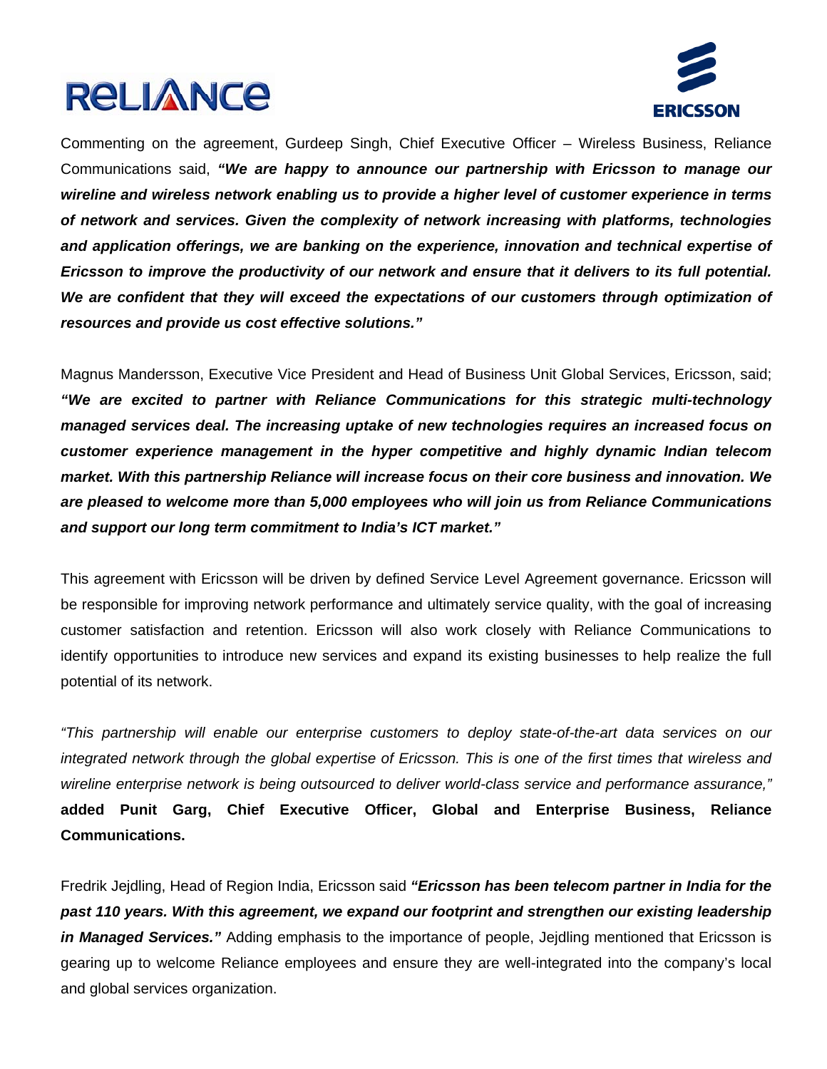Commenting on the agreement, Gurdeep Singh, Chief Executive Officer – Wireless Business, Reliance Communications said, ***"We are happy to announce our partnership with Ericsson to manage our wireline and wireless network enabling us to provide a higher level of customer experience in terms of network and services. Given the complexity of network increasing with platforms, technologies and application offerings, we are banking on the experience, innovation and technical expertise of Ericsson to improve the productivity of our network and ensure that it delivers to its full potential. We are confident that they will exceed the expectations of our customers through optimization of resources and provide us cost effective solutions."***

Magnus Mandersson, Executive Vice President and Head of Business Unit Global Services, Ericsson, said; ***"We are excited to partner with Reliance Communications for this strategic multi-technology managed services deal. The increasing uptake of new technologies requires an increased focus on customer experience management in the hyper competitive and highly dynamic Indian telecom market. With this partnership Reliance will increase focus on their core business and innovation. We are pleased to welcome more than 5,000 employees who will join us from Reliance Communications and support our long term commitment to India's ICT market."***

This agreement with Ericsson will be driven by defined Service Level Agreement governance. Ericsson will be responsible for improving network performance and ultimately service quality, with the goal of increasing customer satisfaction and retention. Ericsson will also work closely with Reliance Communications to identify opportunities to introduce new services and expand its existing businesses to help realize the full potential of its network.

*"This partnership will enable our enterprise customers to deploy state-of-the-art data services on our integrated network through the global expertise of Ericsson. This is one of the first times that wireless and wireline enterprise network is being outsourced to deliver world-class service and performance assurance,"* **added Punit Garg, Chief Executive Officer, Global and Enterprise Business, Reliance Communications.**

Fredrik Jejdling, Head of Region India, Ericsson said ***"Ericsson has been telecom partner in India for the past 110 years. With this agreement, we expand our footprint and strengthen our existing leadership in Managed Services."*** Adding emphasis to the importance of people, Jejdling mentioned that Ericsson is gearing up to welcome Reliance employees and ensure they are well-integrated into the company's local and global services organization.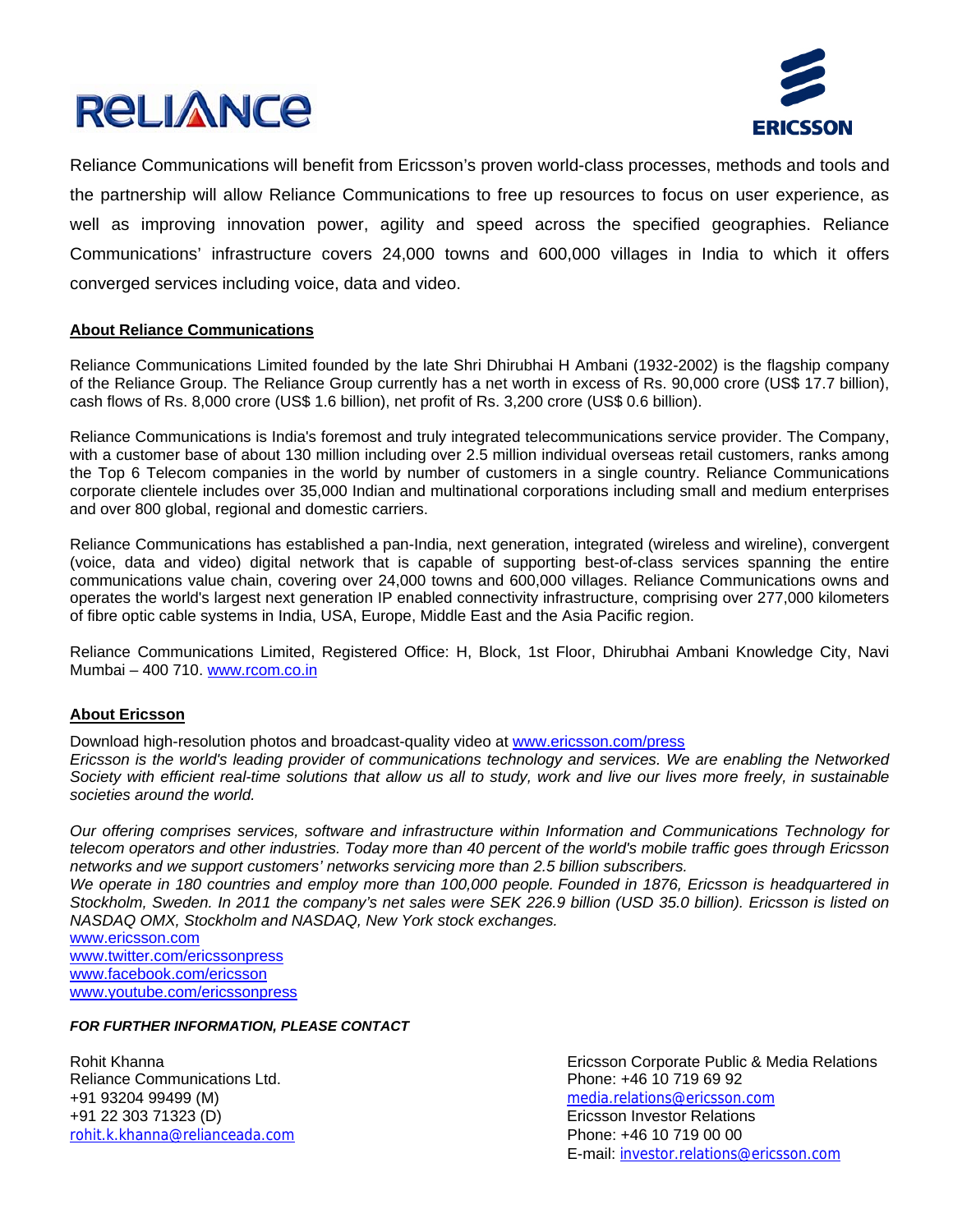Reliance Communications will benefit from Ericsson's proven world-class processes, methods and tools and the partnership will allow Reliance Communications to free up resources to focus on user experience, as well as improving innovation power, agility and speed across the specified geographies. Reliance Communications' infrastructure covers 24,000 towns and 600,000 villages in India to which it offers converged services including voice, data and video.

**About Reliance Communications**

Reliance Communications Limited founded by the late Shri Dhirubhai H Ambani (1932-2002) is the flagship company of the Reliance Group. The Reliance Group currently has a net worth in excess of Rs. 90,000 crore (US$ 17.7 billion), cash flows of Rs. 8,000 crore (US$ 1.6 billion), net profit of Rs. 3,200 crore (US$ 0.6 billion).

Reliance Communications is India's foremost and truly integrated telecommunications service provider. The Company, with a customer base of about 130 million including over 2.5 million individual overseas retail customers, ranks among the Top 6 Telecom companies in the world by number of customers in a single country. Reliance Communications corporate clientele includes over 35,000 Indian and multinational corporations including small and medium enterprises and over 800 global, regional and domestic carriers.

Reliance Communications has established a pan-India, next generation, integrated (wireless and wireline), convergent (voice, data and video) digital network that is capable of supporting best-of-class services spanning the entire communications value chain, covering over 24,000 towns and 600,000 villages. Reliance Communications owns and operates the world's largest next generation IP enabled connectivity infrastructure, comprising over 277,000 kilometers of fibre optic cable systems in India, USA, Europe, Middle East and the Asia Pacific region.

Reliance Communications Limited, Registered Office: H, Block, 1st Floor, Dhirubhai Ambani Knowledge City, Navi Mumbai – 400 710. www.rcom.co.in

**About Ericsson**

Download high-resolution photos and broadcast-quality video at www.ericsson.com/press
*Ericsson is the world's leading provider of communications technology and services. We are enabling the Networked Society with efficient real-time solutions that allow us all to study, work and live our lives more freely, in sustainable societies around the world.*

*Our offering comprises services, software and infrastructure within Information and Communications Technology for telecom operators and other industries. Today more than 40 percent of the world's mobile traffic goes through Ericsson networks and we support customers' networks servicing more than 2.5 billion subscribers.*
*We operate in 180 countries and employ more than 100,000 people. Founded in 1876, Ericsson is headquartered in Stockholm, Sweden. In 2011 the company's net sales were SEK 226.9 billion (USD 35.0 billion). Ericsson is listed on NASDAQ OMX, Stockholm and NASDAQ, New York stock exchanges.*
www.ericsson.com
www.twitter.com/ericssonpress
www.facebook.com/ericsson
www.youtube.com/ericssonpress

***FOR FURTHER INFORMATION, PLEASE CONTACT***

Rohit Khanna
Reliance Communications Ltd.
+91 93204 99499 (M)
+91 22 303 71323 (D)
rohit.k.khanna@relianceada.com

Ericsson Corporate Public & Media Relations
Phone: +46 10 719 69 92
media.relations@ericsson.com
Ericsson Investor Relations
Phone: +46 10 719 00 00
E-mail: investor.relations@ericsson.com